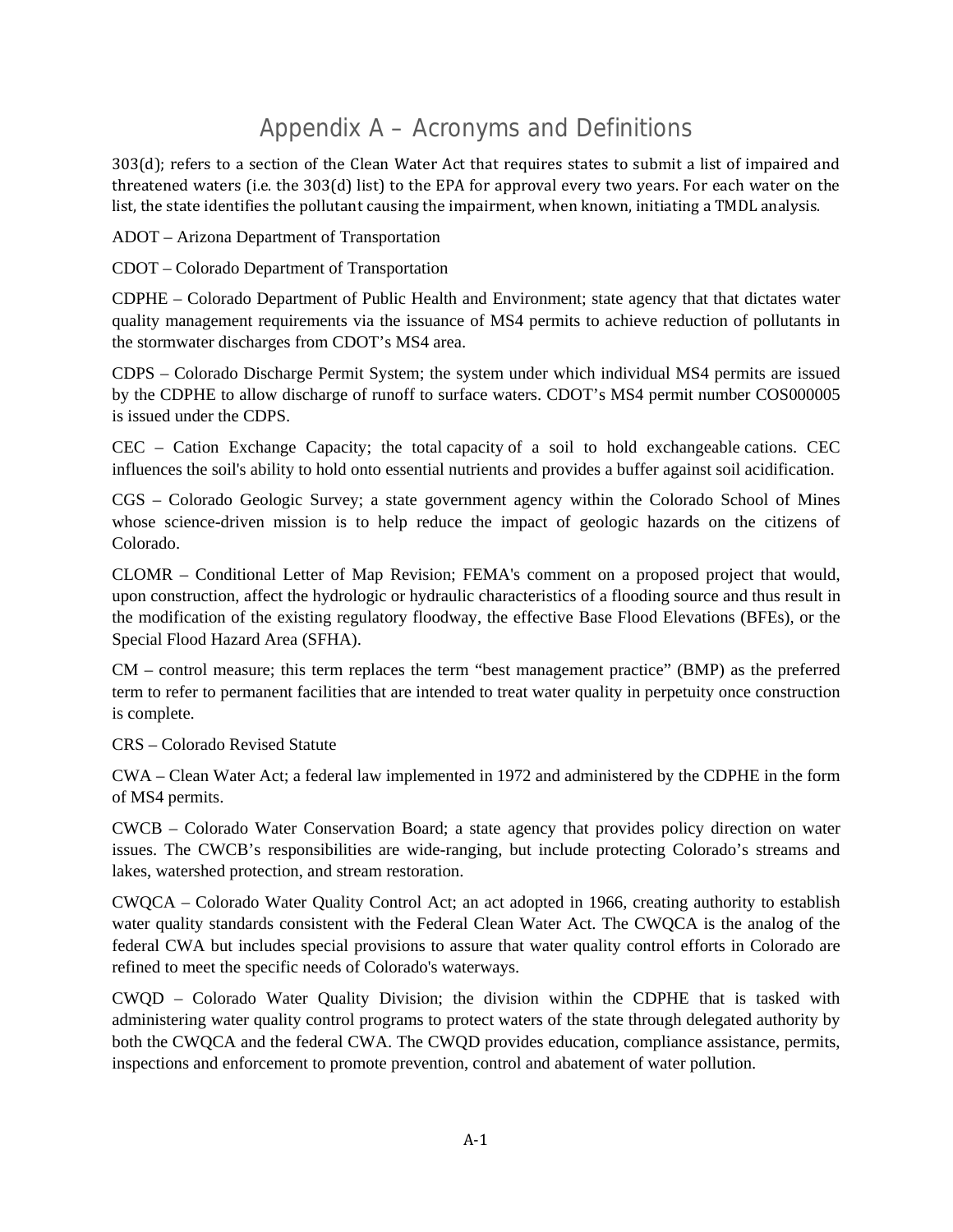# Appendix A – Acronyms and Definitions

303(d); refers to a section of the Clean Water Act that requires states to submit a list of impaired and threatened waters (i.e. the 303(d) list) to the EPA for approval every two years. For each water on the list, the state identifies the pollutant causing the impairment, when known, initiating a TMDL analysis.

ADOT – Arizona Department of Transportation

CDOT – Colorado Department of Transportation

CDPHE – Colorado Department of Public Health and Environment; state agency that that dictates water quality management requirements via the issuance of MS4 permits to achieve reduction of pollutants in the stormwater discharges from CDOT's MS4 area.

CDPS – Colorado Discharge Permit System; the system under which individual MS4 permits are issued by the CDPHE to allow discharge of runoff to surface waters. CDOT's MS4 permit number COS000005 is issued under the CDPS.

CEC – Cation Exchange Capacity; the total capacity of a soil to hold exchangeable cations. CEC influences the soil's ability to hold onto essential nutrients and provides a buffer against soil acidification.

CGS – Colorado Geologic Survey; a state government agency within the Colorado School of Mines whose science-driven mission is to help reduce the impact of geologic hazards on the citizens of Colorado.

CLOMR – Conditional Letter of Map Revision; FEMA's comment on a proposed project that would, upon construction, affect the hydrologic or hydraulic characteristics of a flooding source and thus result in the modification of the existing regulatory floodway, the effective Base Flood Elevations (BFEs), or the Special Flood Hazard Area (SFHA).

CM – control measure; this term replaces the term "best management practice" (BMP) as the preferred term to refer to permanent facilities that are intended to treat water quality in perpetuity once construction is complete.

CRS – Colorado Revised Statute

CWA – Clean Water Act; a federal law implemented in 1972 and administered by the CDPHE in the form of MS4 permits.

CWCB – Colorado Water Conservation Board; a state agency that provides policy direction on water issues. The CWCB's responsibilities are wide-ranging, but include protecting Colorado's streams and lakes, watershed protection, and stream restoration.

CWQCA – Colorado Water Quality Control Act; an act adopted in 1966, creating authority to establish water quality standards consistent with the Federal Clean Water Act. The CWQCA is the analog of the federal CWA but includes special provisions to assure that water quality control efforts in Colorado are refined to meet the specific needs of Colorado's waterways.

CWQD – Colorado Water Quality Division; the division within the CDPHE that is tasked with administering water quality control programs to protect waters of the state through delegated authority by both the CWQCA and the federal CWA. The CWQD provides education, compliance assistance, permits, inspections and enforcement to promote prevention, control and abatement of water pollution.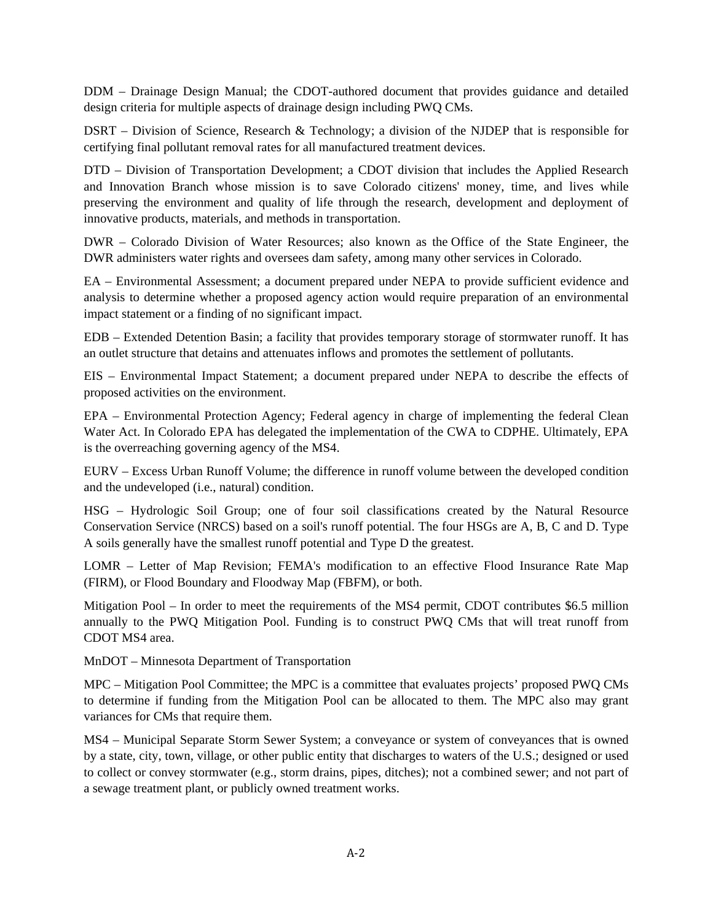DDM – Drainage Design Manual; the CDOT-authored document that provides guidance and detailed design criteria for multiple aspects of drainage design including PWQ CMs.

DSRT – Division of Science, Research & Technology; a division of the NJDEP that is responsible for certifying final pollutant removal rates for all manufactured treatment devices.

DTD – Division of Transportation Development; a CDOT division that includes the Applied Research and Innovation Branch whose mission is to save Colorado citizens' money, time, and lives while preserving the environment and quality of life through the research, development and deployment of innovative products, materials, and methods in transportation.

DWR – Colorado Division of Water Resources; also known as the Office of the State Engineer, the DWR administers water rights and oversees dam safety, among many other services in Colorado.

EA – Environmental Assessment; a document prepared under NEPA to provide sufficient evidence and analysis to determine whether a proposed agency action would require preparation of an environmental impact statement or a finding of no significant impact.

EDB – Extended Detention Basin; a facility that provides temporary storage of stormwater runoff. It has an outlet structure that detains and attenuates inflows and promotes the settlement of pollutants.

EIS – Environmental Impact Statement; a document prepared under NEPA to describe the effects of proposed activities on the environment.

EPA – Environmental Protection Agency; Federal agency in charge of implementing the federal Clean Water Act. In Colorado EPA has delegated the implementation of the CWA to CDPHE. Ultimately, EPA is the overreaching governing agency of the MS4.

EURV – Excess Urban Runoff Volume; the difference in runoff volume between the developed condition and the undeveloped (i.e., natural) condition.

HSG – Hydrologic Soil Group; one of four soil classifications created by the Natural Resource Conservation Service (NRCS) based on a soil's runoff potential. The four HSGs are A, B, C and D. Type A soils generally have the smallest runoff potential and Type D the greatest.

LOMR – Letter of Map Revision; FEMA's modification to an effective Flood Insurance Rate Map (FIRM), or Flood Boundary and Floodway Map (FBFM), or both.

Mitigation Pool – In order to meet the requirements of the MS4 permit, CDOT contributes $6.5 million annually to the PWQ Mitigation Pool. Funding is to construct PWQ CMs that will treat runoff from CDOT MS4 area.

MnDOT – Minnesota Department of Transportation

MPC – Mitigation Pool Committee; the MPC is a committee that evaluates projects' proposed PWQ CMs to determine if funding from the Mitigation Pool can be allocated to them. The MPC also may grant variances for CMs that require them.

MS4 – Municipal Separate Storm Sewer System; a conveyance or system of conveyances that is owned by a state, city, town, village, or other public entity that discharges to waters of the U.S.; designed or used to collect or convey stormwater (e.g., storm drains, pipes, ditches); not a combined sewer; and not part of a sewage treatment plant, or publicly owned treatment works.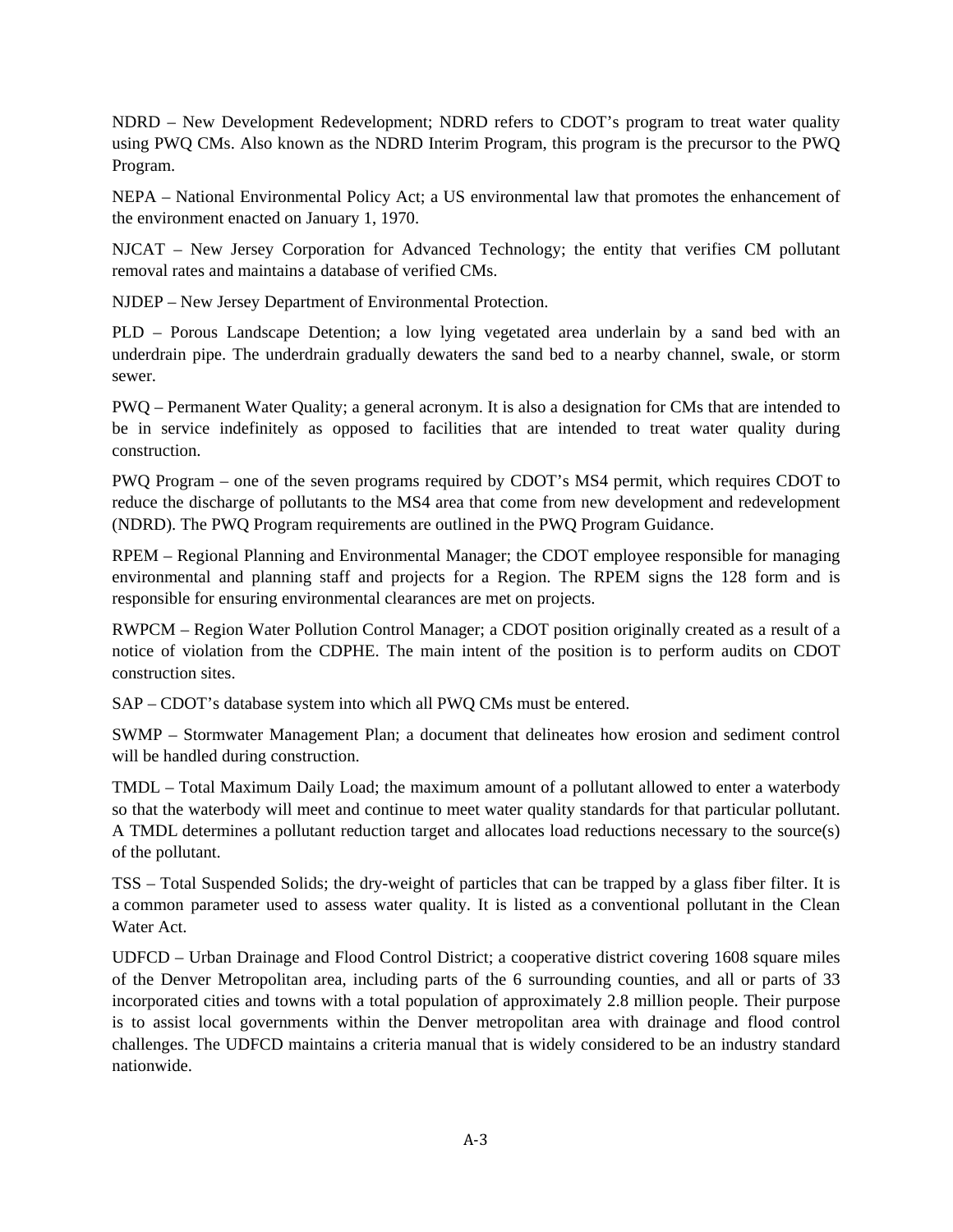NDRD – New Development Redevelopment; NDRD refers to CDOT's program to treat water quality using PWQ CMs. Also known as the NDRD Interim Program, this program is the precursor to the PWQ Program.

NEPA – National Environmental Policy Act; a US environmental law that promotes the enhancement of the environment enacted on January 1, 1970.

NJCAT – New Jersey Corporation for Advanced Technology; the entity that verifies CM pollutant removal rates and maintains a database of verified CMs.

NJDEP – New Jersey Department of Environmental Protection.

PLD – Porous Landscape Detention; a low lying vegetated area underlain by a sand bed with an underdrain pipe. The underdrain gradually dewaters the sand bed to a nearby channel, swale, or storm sewer.

PWQ – Permanent Water Quality; a general acronym. It is also a designation for CMs that are intended to be in service indefinitely as opposed to facilities that are intended to treat water quality during construction.

PWQ Program – one of the seven programs required by CDOT's MS4 permit, which requires CDOT to reduce the discharge of pollutants to the MS4 area that come from new development and redevelopment (NDRD). The PWQ Program requirements are outlined in the PWQ Program Guidance.

RPEM – Regional Planning and Environmental Manager; the CDOT employee responsible for managing environmental and planning staff and projects for a Region. The RPEM signs the 128 form and is responsible for ensuring environmental clearances are met on projects.

RWPCM – Region Water Pollution Control Manager; a CDOT position originally created as a result of a notice of violation from the CDPHE. The main intent of the position is to perform audits on CDOT construction sites.

SAP – CDOT's database system into which all PWQ CMs must be entered.

SWMP – Stormwater Management Plan; a document that delineates how erosion and sediment control will be handled during construction.

TMDL – Total Maximum Daily Load; the maximum amount of a pollutant allowed to enter a waterbody so that the waterbody will meet and continue to meet water quality standards for that particular pollutant. A TMDL determines a pollutant reduction target and allocates load reductions necessary to the source(s) of the pollutant.

TSS – Total Suspended Solids; the dry-weight of particles that can be trapped by a glass fiber filter. It is a common parameter used to assess water quality. It is listed as a conventional pollutant in the Clean Water Act.

UDFCD – Urban Drainage and Flood Control District; a cooperative district covering 1608 square miles of the Denver Metropolitan area, including parts of the 6 surrounding counties, and all or parts of 33 incorporated cities and towns with a total population of approximately 2.8 million people. Their purpose is to assist local governments within the Denver metropolitan area with drainage and flood control challenges. The UDFCD maintains a criteria manual that is widely considered to be an industry standard nationwide.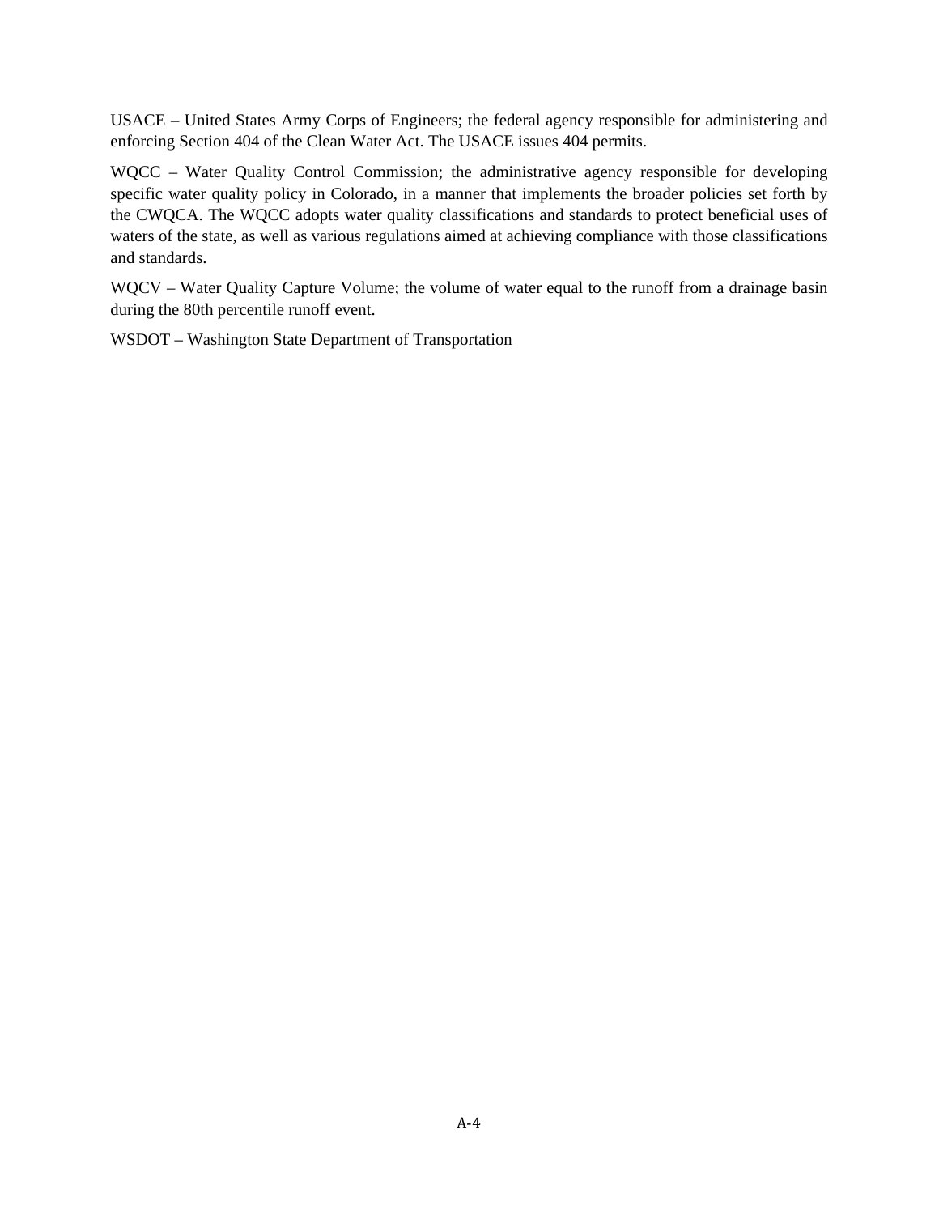USACE – United States Army Corps of Engineers; the federal agency responsible for administering and enforcing Section 404 of the Clean Water Act. The USACE issues 404 permits.

WQCC – Water Quality Control Commission; the administrative agency responsible for developing specific water quality policy in Colorado, in a manner that implements the broader policies set forth by the CWQCA. The WQCC adopts water quality classifications and standards to protect beneficial uses of waters of the state, as well as various regulations aimed at achieving compliance with those classifications and standards.

WQCV – Water Quality Capture Volume; the volume of water equal to the runoff from a drainage basin during the 80th percentile runoff event.

WSDOT – Washington State Department of Transportation